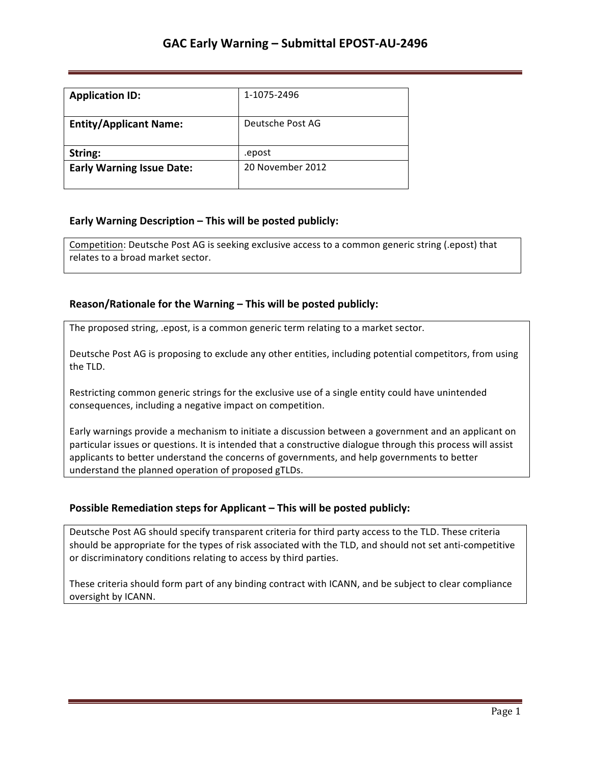# GAC Early Warning – Submittal EPOST-AU-2496

| **Application ID:** | 1-1075-2496 |
|---|---|
| **Entity/Applicant Name:** | Deutsche Post AG |
| **String:** | .epost |
| **Early Warning Issue Date:** | 20 November 2012 |

### Early Warning Description – This will be posted publicly:

Competition: Deutsche Post AG is seeking exclusive access to a common generic string (.epost) that relates to a broad market sector.

### Reason/Rationale for the Warning – This will be posted publicly:

The proposed string, .epost, is a common generic term relating to a market sector.

Deutsche Post AG is proposing to exclude any other entities, including potential competitors, from using the TLD.

Restricting common generic strings for the exclusive use of a single entity could have unintended consequences, including a negative impact on competition.

Early warnings provide a mechanism to initiate a discussion between a government and an applicant on particular issues or questions. It is intended that a constructive dialogue through this process will assist applicants to better understand the concerns of governments, and help governments to better understand the planned operation of proposed gTLDs.

### Possible Remediation steps for Applicant – This will be posted publicly:

Deutsche Post AG should specify transparent criteria for third party access to the TLD. These criteria should be appropriate for the types of risk associated with the TLD, and should not set anti-competitive or discriminatory conditions relating to access by third parties.

These criteria should form part of any binding contract with ICANN, and be subject to clear compliance oversight by ICANN.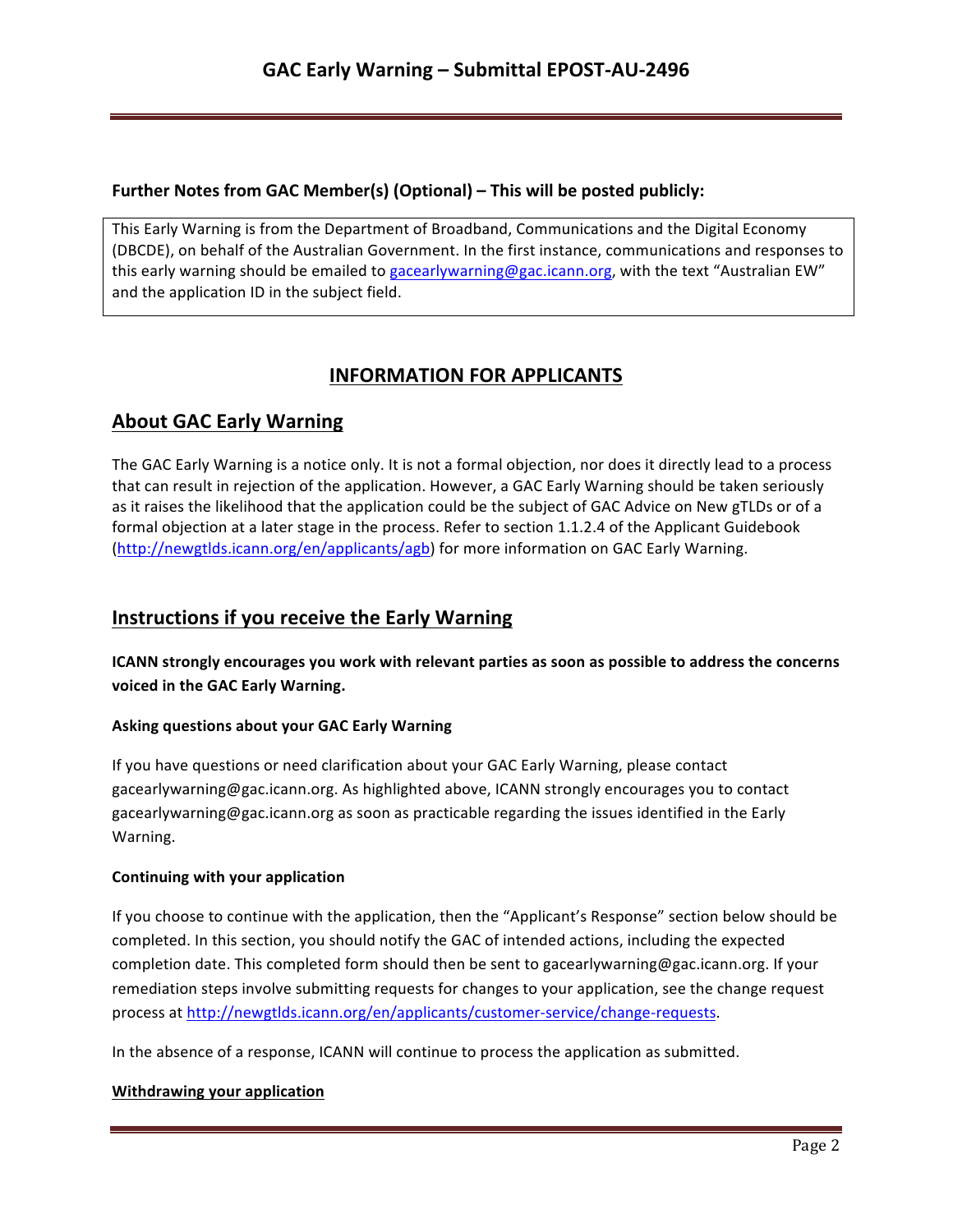**Further Notes from GAC Member(s) (Optional) – This will be posted publicly:**

This Early Warning is from the Department of Broadband, Communications and the Digital Economy (DBCDE), on behalf of the Australian Government. In the first instance, communications and responses to this early warning should be emailed to gacearlywarning@gac.icann.org, with the text "Australian EW" and the application ID in the subject field.

# INFORMATION FOR APPLICANTS

## About GAC Early Warning

The GAC Early Warning is a notice only. It is not a formal objection, nor does it directly lead to a process that can result in rejection of the application. However, a GAC Early Warning should be taken seriously as it raises the likelihood that the application could be the subject of GAC Advice on New gTLDs or of a formal objection at a later stage in the process. Refer to section 1.1.2.4 of the Applicant Guidebook (http://newgtlds.icann.org/en/applicants/agb) for more information on GAC Early Warning.

## Instructions if you receive the Early Warning

**ICANN strongly encourages you work with relevant parties as soon as possible to address the concerns voiced in the GAC Early Warning.**

### Asking questions about your GAC Early Warning

If you have questions or need clarification about your GAC Early Warning, please contact gacearlywarning@gac.icann.org. As highlighted above, ICANN strongly encourages you to contact gacearlywarning@gac.icann.org as soon as practicable regarding the issues identified in the Early Warning.

### Continuing with your application

If you choose to continue with the application, then the "Applicant's Response" section below should be completed. In this section, you should notify the GAC of intended actions, including the expected completion date. This completed form should then be sent to gacearlywarning@gac.icann.org. If your remediation steps involve submitting requests for changes to your application, see the change request process at http://newgtlds.icann.org/en/applicants/customer-service/change-requests.

In the absence of a response, ICANN will continue to process the application as submitted.

### Withdrawing your application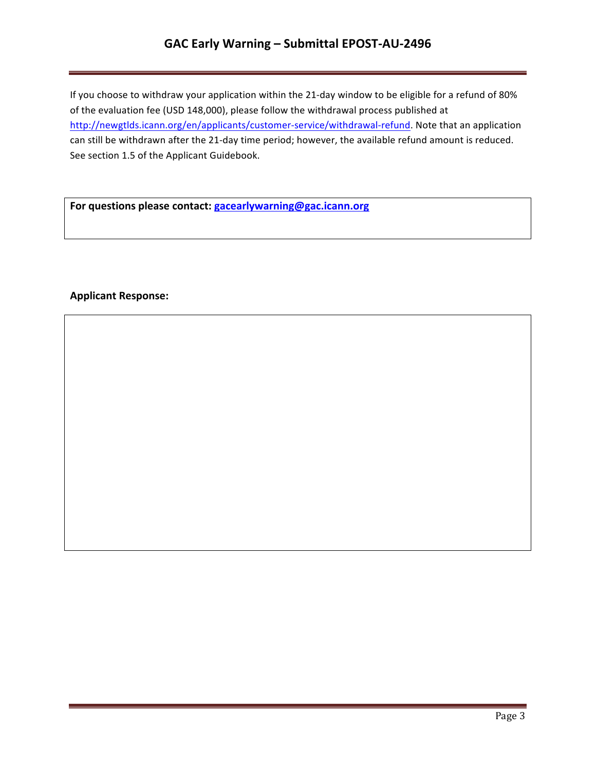If you choose to withdraw your application within the 21-day window to be eligible for a refund of 80% of the evaluation fee (USD 148,000), please follow the withdrawal process published at http://newgtlds.icann.org/en/applicants/customer-service/withdrawal-refund. Note that an application can still be withdrawn after the 21-day time period; however, the available refund amount is reduced. See section 1.5 of the Applicant Guidebook.

**For questions please contact: gacearlywarning@gac.icann.org**

**Applicant Response:**